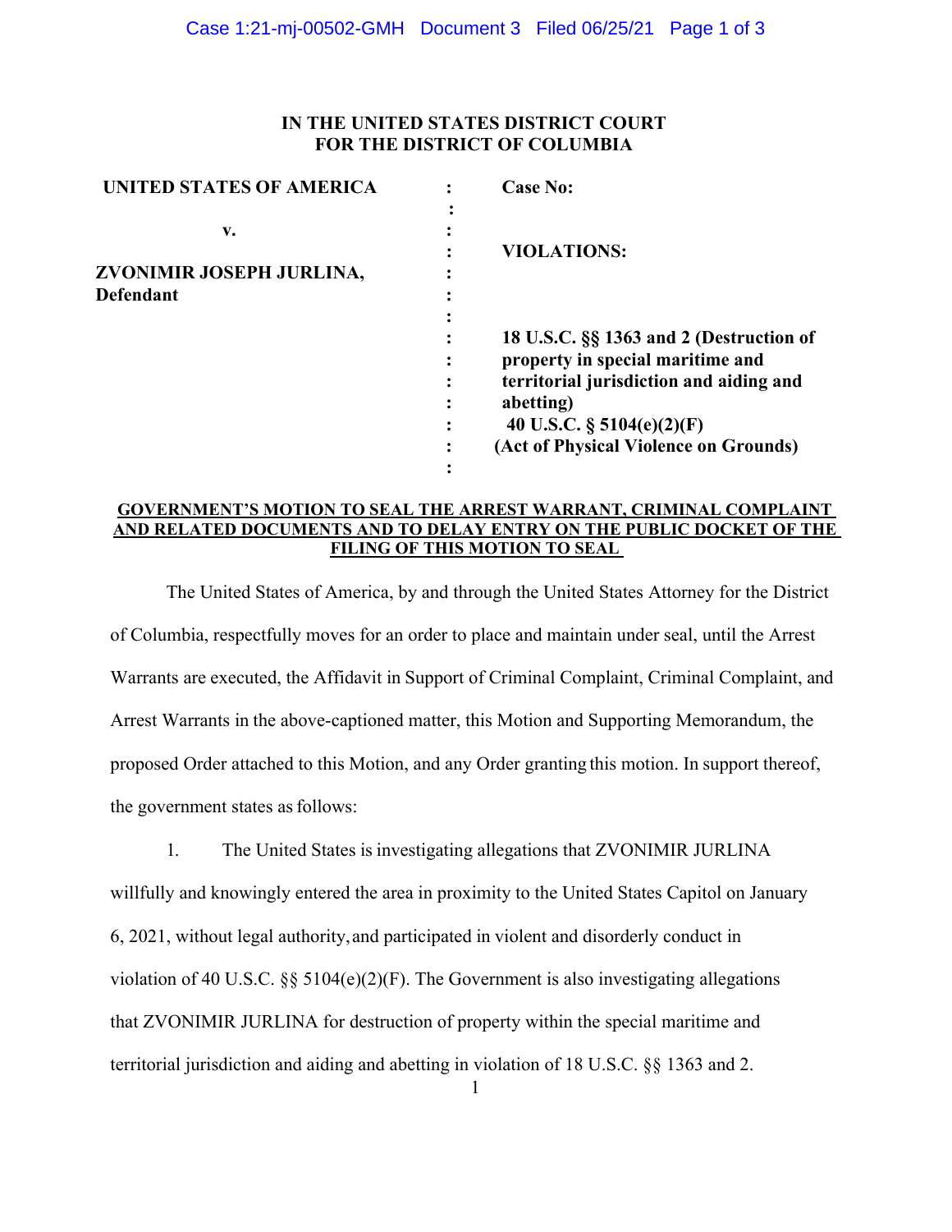**IN THE UNITED STATES DISTRICT COURT**
**FOR THE DISTRICT OF COLUMBIA**

| | | |
|---|---|---|
| **UNITED STATES OF AMERICA** | : | **Case No:** |
| | : | |
| **v.** | : | |
| | : | **VIOLATIONS:** |
| **ZVONIMIR JOSEPH JURLINA, Defendant** | : | |
| | : | |
| | : | **18 U.S.C. §§ 1363 and 2 (Destruction of property in special maritime and territorial jurisdiction and aiding and abetting)** |
| | : | **40 U.S.C. § 5104(e)(2)(F) (Act of Physical Violence on Grounds)** |
| | : | |

**GOVERNMENT'S MOTION TO SEAL THE ARREST WARRANT, CRIMINAL COMPLAINT AND RELATED DOCUMENTS AND TO DELAY ENTRY ON THE PUBLIC DOCKET OF THE FILING OF THIS MOTION TO SEAL**

The United States of America, by and through the United States Attorney for the District of Columbia, respectfully moves for an order to place and maintain under seal, until the Arrest Warrants are executed, the Affidavit in Support of Criminal Complaint, Criminal Complaint, and Arrest Warrants in the above-captioned matter, this Motion and Supporting Memorandum, the proposed Order attached to this Motion, and any Order granting this motion. In support thereof, the government states as follows:

1. The United States is investigating allegations that ZVONIMIR JURLINA willfully and knowingly entered the area in proximity to the United States Capitol on January 6, 2021, without legal authority, and participated in violent and disorderly conduct in violation of 40 U.S.C. §§ 5104(e)(2)(F). The Government is also investigating allegations that ZVONIMIR JURLINA for destruction of property within the special maritime and territorial jurisdiction and aiding and abetting in violation of 18 U.S.C. §§ 1363 and 2.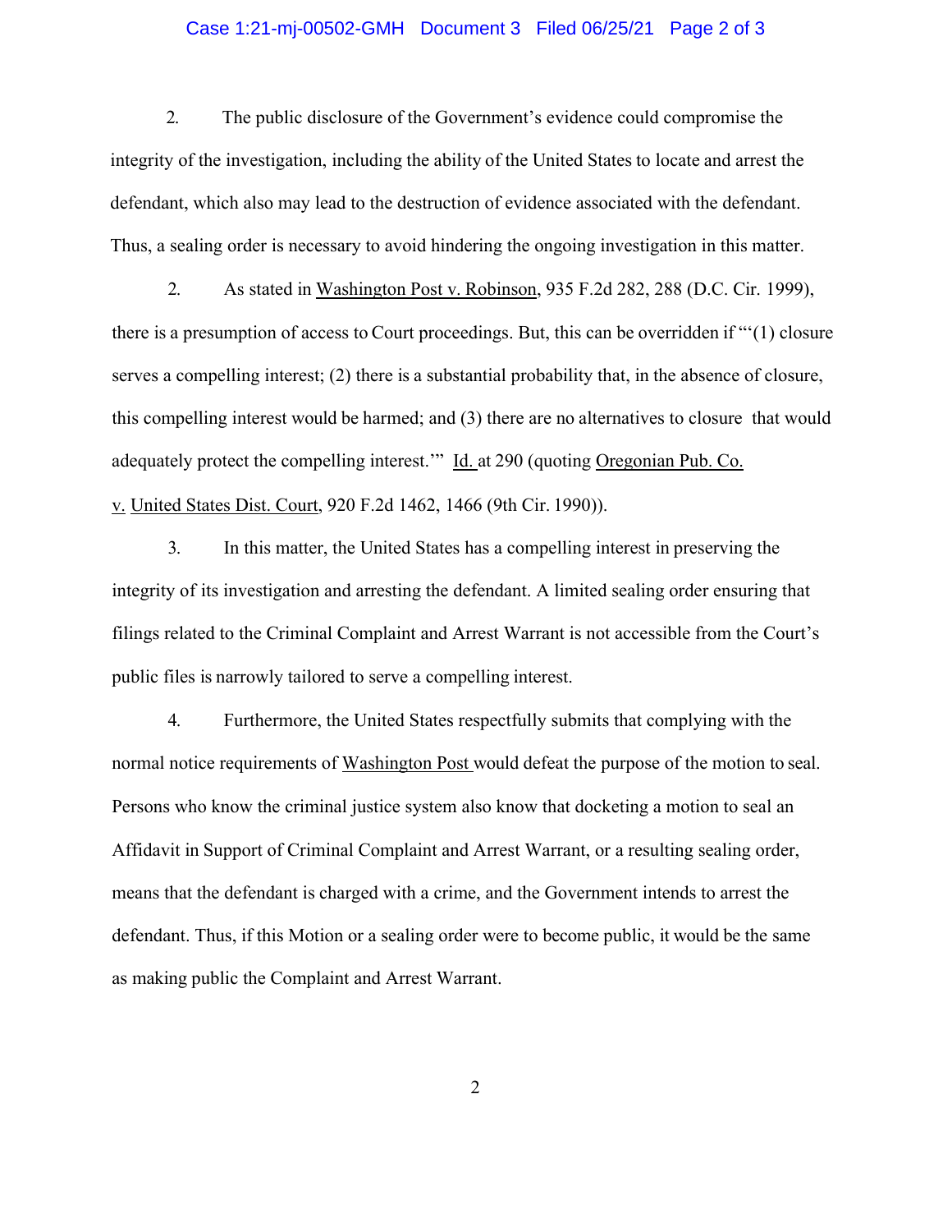2. The public disclosure of the Government's evidence could compromise the integrity of the investigation, including the ability of the United States to locate and arrest the defendant, which also may lead to the destruction of evidence associated with the defendant. Thus, a sealing order is necessary to avoid hindering the ongoing investigation in this matter.

2. As stated in Washington Post v. Robinson, 935 F.2d 282, 288 (D.C. Cir. 1999), there is a presumption of access to Court proceedings. But, this can be overridden if "'(1) closure serves a compelling interest; (2) there is a substantial probability that, in the absence of closure, this compelling interest would be harmed; and (3) there are no alternatives to closure that would adequately protect the compelling interest.'" Id. at 290 (quoting Oregonian Pub. Co. v. United States Dist. Court, 920 F.2d 1462, 1466 (9th Cir. 1990)).

3. In this matter, the United States has a compelling interest in preserving the integrity of its investigation and arresting the defendant. A limited sealing order ensuring that filings related to the Criminal Complaint and Arrest Warrant is not accessible from the Court's public files is narrowly tailored to serve a compelling interest.

4. Furthermore, the United States respectfully submits that complying with the normal notice requirements of Washington Post would defeat the purpose of the motion to seal. Persons who know the criminal justice system also know that docketing a motion to seal an Affidavit in Support of Criminal Complaint and Arrest Warrant, or a resulting sealing order, means that the defendant is charged with a crime, and the Government intends to arrest the defendant. Thus, if this Motion or a sealing order were to become public, it would be the same as making public the Complaint and Arrest Warrant.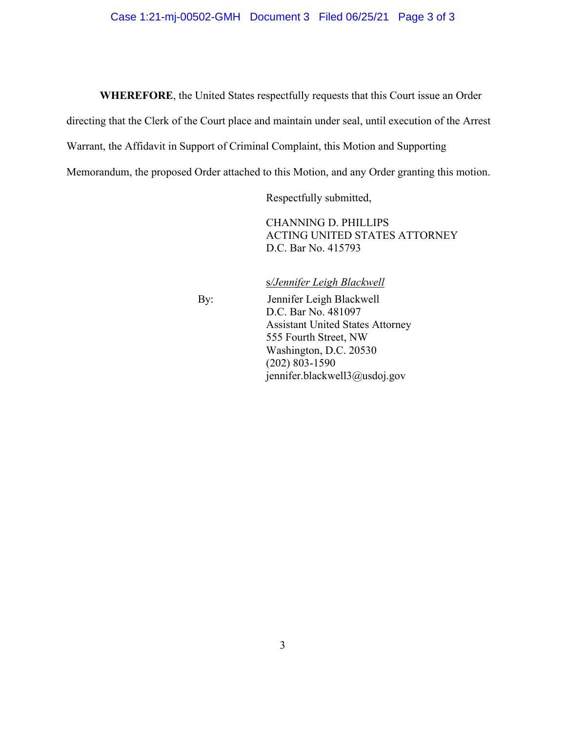**WHEREFORE**, the United States respectfully requests that this Court issue an Order directing that the Clerk of the Court place and maintain under seal, until execution of the Arrest Warrant, the Affidavit in Support of Criminal Complaint, this Motion and Supporting Memorandum, the proposed Order attached to this Motion, and any Order granting this motion.

Respectfully submitted,

CHANNING D. PHILLIPS
ACTING UNITED STATES ATTORNEY
D.C. Bar No. 415793

By:

s/*Jennifer Leigh Blackwell*
Jennifer Leigh Blackwell
D.C. Bar No. 481097
Assistant United States Attorney
555 Fourth Street, NW
Washington, D.C. 20530
(202) 803-1590
jennifer.blackwell3@usdoj.gov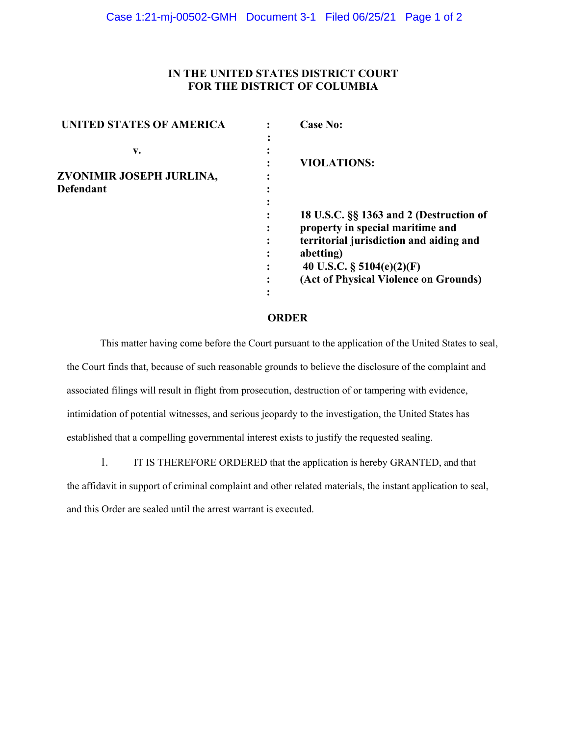**IN THE UNITED STATES DISTRICT COURT**
**FOR THE DISTRICT OF COLUMBIA**

| | | |
|---|---|---|
| **UNITED STATES OF AMERICA** | : | **Case No:** |
| | : | |
| **v.** | : | |
| | : | **VIOLATIONS:** |
| **ZVONIMIR JOSEPH JURLINA,** | : | |
| **Defendant** | : | |
| | : | |
| | : | **18 U.S.C. §§ 1363 and 2 (Destruction of property in special maritime and territorial jurisdiction and aiding and abetting)** |
| | : | **40 U.S.C. § 5104(e)(2)(F) (Act of Physical Violence on Grounds)** |
| | : | |

## ORDER

This matter having come before the Court pursuant to the application of the United States to seal, the Court finds that, because of such reasonable grounds to believe the disclosure of the complaint and associated filings will result in flight from prosecution, destruction of or tampering with evidence, intimidation of potential witnesses, and serious jeopardy to the investigation, the United States has established that a compelling governmental interest exists to justify the requested sealing.

1. IT IS THEREFORE ORDERED that the application is hereby GRANTED, and that the affidavit in support of criminal complaint and other related materials, the instant application to seal, and this Order are sealed until the arrest warrant is executed.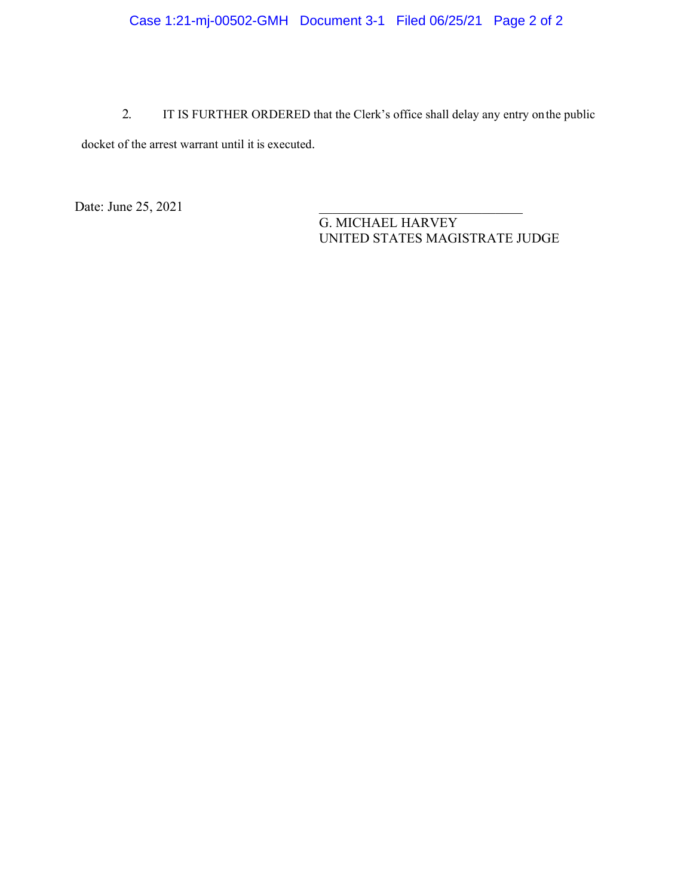2. IT IS FURTHER ORDERED that the Clerk's office shall delay any entry on the public docket of the arrest warrant until it is executed.

Date: June 25, 2021

\_\_\_\_\_\_\_\_\_\_\_\_\_\_\_\_\_\_\_\_\_\_\_\_\_\_\_\_\_\_\_\_

G. MICHAEL HARVEY
UNITED STATES MAGISTRATE JUDGE